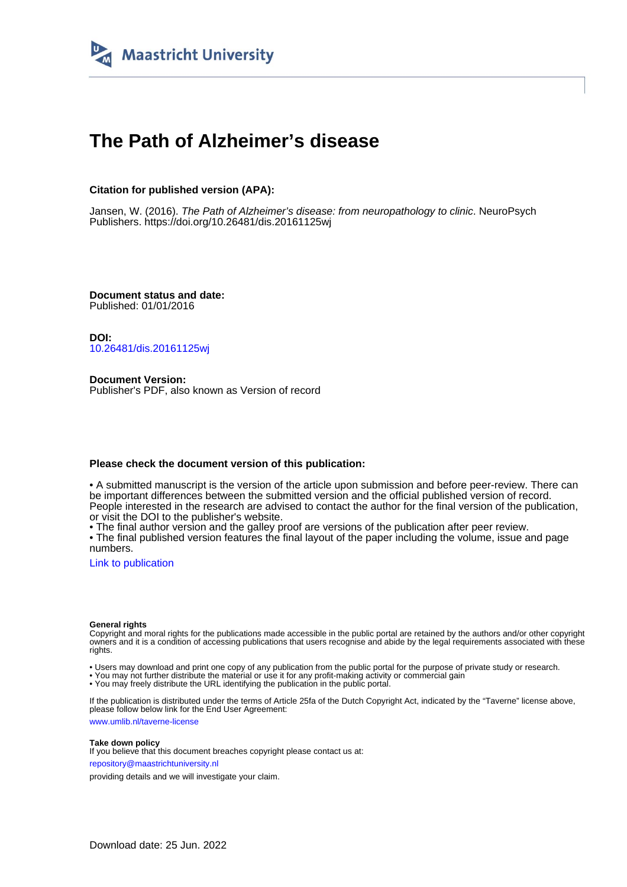Maastricht University

# The Path of Alzheimer's disease

**Citation for published version (APA):**

Jansen, W. (2016). *The Path of Alzheimer's disease: from neuropathology to clinic*. NeuroPsych Publishers. https://doi.org/10.26481/dis.20161125wj

**Document status and date:**
Published: 01/01/2016

**DOI:**
10.26481/dis.20161125wj

**Document Version:**
Publisher's PDF, also known as Version of record

**Please check the document version of this publication:**

• A submitted manuscript is the version of the article upon submission and before peer-review. There can be important differences between the submitted version and the official published version of record. People interested in the research are advised to contact the author for the final version of the publication, or visit the DOI to the publisher's website.
• The final author version and the galley proof are versions of the publication after peer review.
• The final published version features the final layout of the paper including the volume, issue and page numbers.

Link to publication

**General rights**
Copyright and moral rights for the publications made accessible in the public portal are retained by the authors and/or other copyright owners and it is a condition of accessing publications that users recognise and abide by the legal requirements associated with these rights.

• Users may download and print one copy of any publication from the public portal for the purpose of private study or research.
• You may not further distribute the material or use it for any profit-making activity or commercial gain
• You may freely distribute the URL identifying the publication in the public portal.

If the publication is distributed under the terms of Article 25fa of the Dutch Copyright Act, indicated by the "Taverne" license above, please follow below link for the End User Agreement:

www.umlib.nl/taverne-license

**Take down policy**
If you believe that this document breaches copyright please contact us at:

repository@maastrichtuniversity.nl

providing details and we will investigate your claim.

Download date: 25 Jun. 2022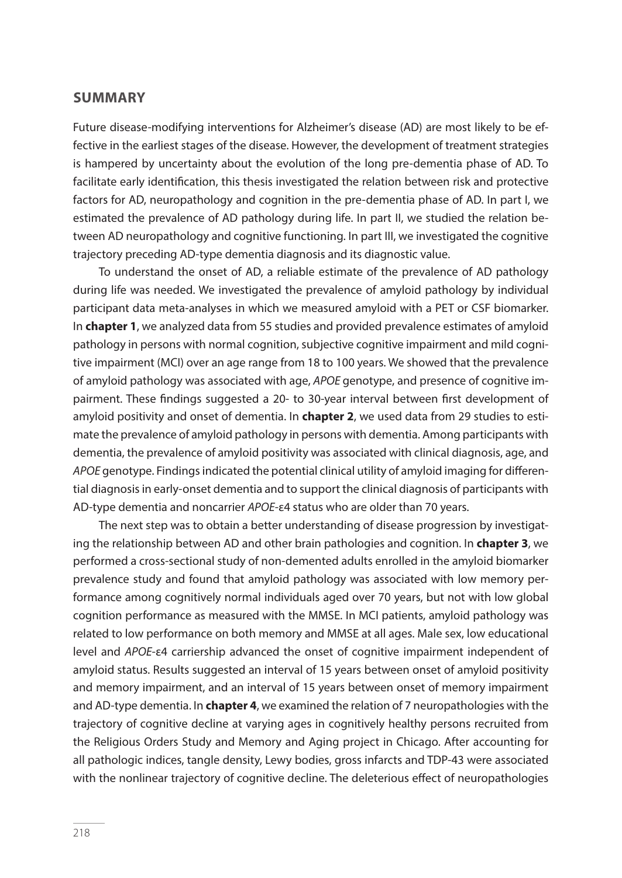## SUMMARY

Future disease-modifying interventions for Alzheimer's disease (AD) are most likely to be effective in the earliest stages of the disease. However, the development of treatment strategies is hampered by uncertainty about the evolution of the long pre-dementia phase of AD. To facilitate early identification, this thesis investigated the relation between risk and protective factors for AD, neuropathology and cognition in the pre-dementia phase of AD. In part I, we estimated the prevalence of AD pathology during life. In part II, we studied the relation between AD neuropathology and cognitive functioning. In part III, we investigated the cognitive trajectory preceding AD-type dementia diagnosis and its diagnostic value.

To understand the onset of AD, a reliable estimate of the prevalence of AD pathology during life was needed. We investigated the prevalence of amyloid pathology by individual participant data meta-analyses in which we measured amyloid with a PET or CSF biomarker. In **chapter 1**, we analyzed data from 55 studies and provided prevalence estimates of amyloid pathology in persons with normal cognition, subjective cognitive impairment and mild cognitive impairment (MCI) over an age range from 18 to 100 years. We showed that the prevalence of amyloid pathology was associated with age, *APOE* genotype, and presence of cognitive impairment. These findings suggested a 20- to 30-year interval between first development of amyloid positivity and onset of dementia. In **chapter 2**, we used data from 29 studies to estimate the prevalence of amyloid pathology in persons with dementia. Among participants with dementia, the prevalence of amyloid positivity was associated with clinical diagnosis, age, and *APOE* genotype. Findings indicated the potential clinical utility of amyloid imaging for differential diagnosis in early-onset dementia and to support the clinical diagnosis of participants with AD-type dementia and noncarrier *APOE*-ε4 status who are older than 70 years.

The next step was to obtain a better understanding of disease progression by investigating the relationship between AD and other brain pathologies and cognition. In **chapter 3**, we performed a cross-sectional study of non-demented adults enrolled in the amyloid biomarker prevalence study and found that amyloid pathology was associated with low memory performance among cognitively normal individuals aged over 70 years, but not with low global cognition performance as measured with the MMSE. In MCI patients, amyloid pathology was related to low performance on both memory and MMSE at all ages. Male sex, low educational level and *APOE*-ε4 carriership advanced the onset of cognitive impairment independent of amyloid status. Results suggested an interval of 15 years between onset of amyloid positivity and memory impairment, and an interval of 15 years between onset of memory impairment and AD-type dementia. In **chapter 4**, we examined the relation of 7 neuropathologies with the trajectory of cognitive decline at varying ages in cognitively healthy persons recruited from the Religious Orders Study and Memory and Aging project in Chicago. After accounting for all pathologic indices, tangle density, Lewy bodies, gross infarcts and TDP-43 were associated with the nonlinear trajectory of cognitive decline. The deleterious effect of neuropathologies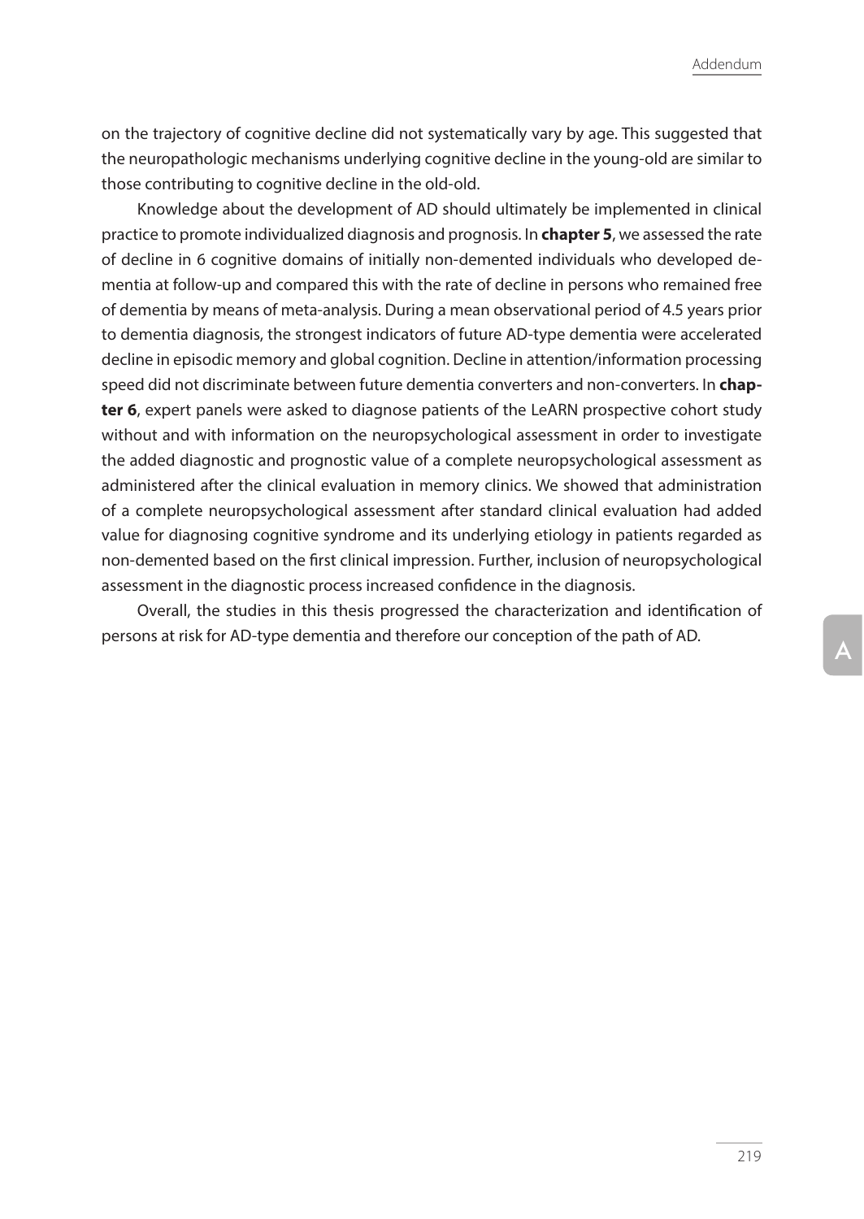on the trajectory of cognitive decline did not systematically vary by age. This suggested that the neuropathologic mechanisms underlying cognitive decline in the young-old are similar to those contributing to cognitive decline in the old-old.

Knowledge about the development of AD should ultimately be implemented in clinical practice to promote individualized diagnosis and prognosis. In **chapter 5**, we assessed the rate of decline in 6 cognitive domains of initially non-demented individuals who developed dementia at follow-up and compared this with the rate of decline in persons who remained free of dementia by means of meta-analysis. During a mean observational period of 4.5 years prior to dementia diagnosis, the strongest indicators of future AD-type dementia were accelerated decline in episodic memory and global cognition. Decline in attention/information processing speed did not discriminate between future dementia converters and non-converters. In **chapter 6**, expert panels were asked to diagnose patients of the LeARN prospective cohort study without and with information on the neuropsychological assessment in order to investigate the added diagnostic and prognostic value of a complete neuropsychological assessment as administered after the clinical evaluation in memory clinics. We showed that administration of a complete neuropsychological assessment after standard clinical evaluation had added value for diagnosing cognitive syndrome and its underlying etiology in patients regarded as non-demented based on the first clinical impression. Further, inclusion of neuropsychological assessment in the diagnostic process increased confidence in the diagnosis.

Overall, the studies in this thesis progressed the characterization and identification of persons at risk for AD-type dementia and therefore our conception of the path of AD.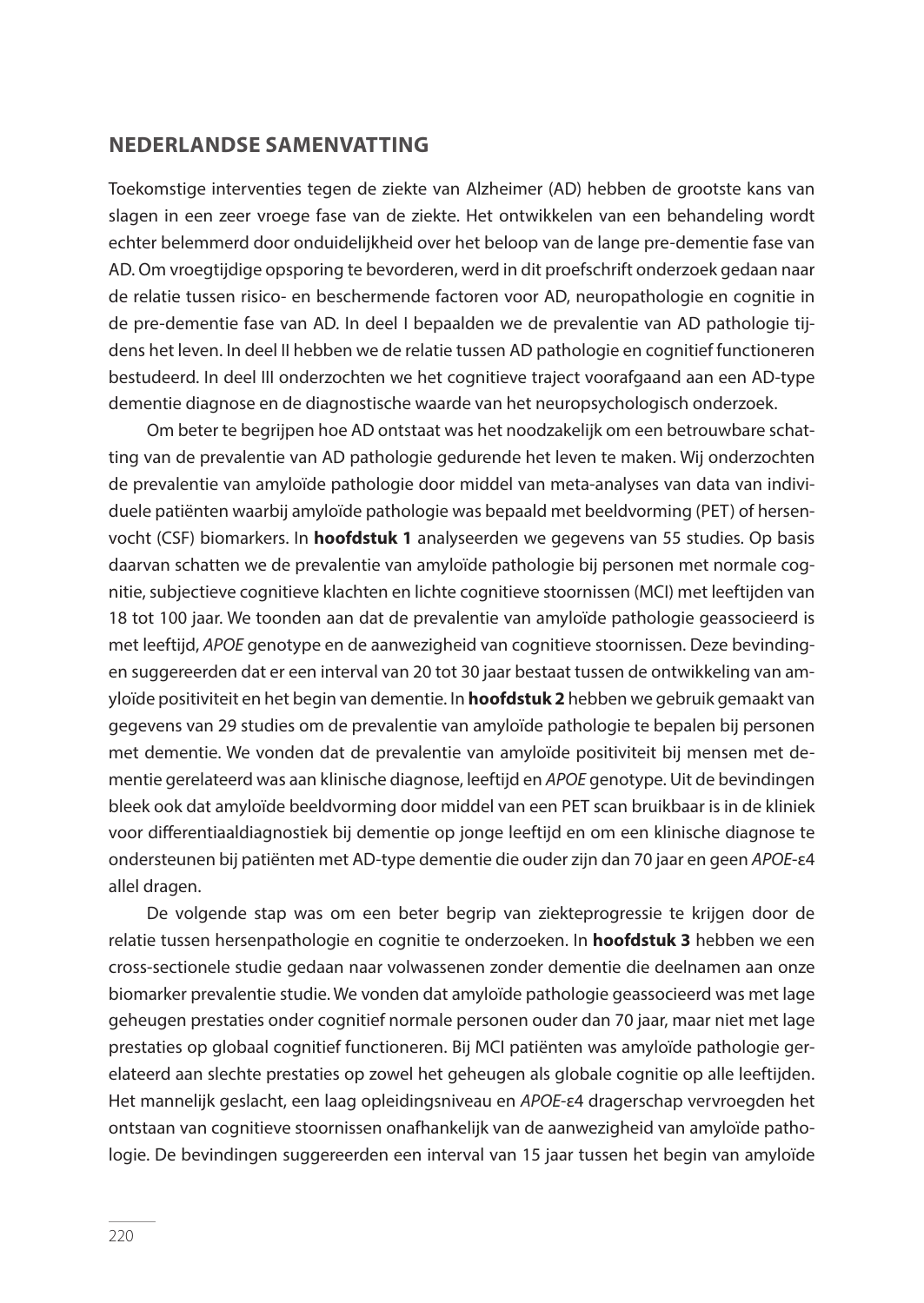## NEDERLANDSE SAMENVATTING

Toekomstige interventies tegen de ziekte van Alzheimer (AD) hebben de grootste kans van slagen in een zeer vroege fase van de ziekte. Het ontwikkelen van een behandeling wordt echter belemmerd door onduidelijkheid over het beloop van de lange pre-dementie fase van AD. Om vroegtijdige opsporing te bevorderen, werd in dit proefschrift onderzoek gedaan naar de relatie tussen risico- en beschermende factoren voor AD, neuropathologie en cognitie in de pre-dementie fase van AD. In deel I bepaalden we de prevalentie van AD pathologie tijdens het leven. In deel II hebben we de relatie tussen AD pathologie en cognitief functioneren bestudeerd. In deel III onderzochten we het cognitieve traject voorafgaand aan een AD-type dementie diagnose en de diagnostische waarde van het neuropsychologisch onderzoek.

Om beter te begrijpen hoe AD ontstaat was het noodzakelijk om een betrouwbare schatting van de prevalentie van AD pathologie gedurende het leven te maken. Wij onderzochten de prevalentie van amyloïde pathologie door middel van meta-analyses van data van individuele patiënten waarbij amyloïde pathologie was bepaald met beeldvorming (PET) of hersenvocht (CSF) biomarkers. In **hoofdstuk 1** analyseerden we gegevens van 55 studies. Op basis daarvan schatten we de prevalentie van amyloïde pathologie bij personen met normale cognitie, subjectieve cognitieve klachten en lichte cognitieve stoornissen (MCI) met leeftijden van 18 tot 100 jaar. We toonden aan dat de prevalentie van amyloïde pathologie geassocieerd is met leeftijd, *APOE* genotype en de aanwezigheid van cognitieve stoornissen. Deze bevindingen suggereerden dat er een interval van 20 tot 30 jaar bestaat tussen de ontwikkeling van amyloïde positiviteit en het begin van dementie. In **hoofdstuk 2** hebben we gebruik gemaakt van gegevens van 29 studies om de prevalentie van amyloïde pathologie te bepalen bij personen met dementie. We vonden dat de prevalentie van amyloïde positiviteit bij mensen met dementie gerelateerd was aan klinische diagnose, leeftijd en *APOE* genotype. Uit de bevindingen bleek ook dat amyloïde beeldvorming door middel van een PET scan bruikbaar is in de kliniek voor differentiaaldiagnostiek bij dementie op jonge leeftijd en om een klinische diagnose te ondersteunen bij patiënten met AD-type dementie die ouder zijn dan 70 jaar en geen *APOE*-ε4 allel dragen.

De volgende stap was om een beter begrip van ziekteprogressie te krijgen door de relatie tussen hersenpathologie en cognitie te onderzoeken. In **hoofdstuk 3** hebben we een cross-sectionele studie gedaan naar volwassenen zonder dementie die deelnamen aan onze biomarker prevalentie studie. We vonden dat amyloïde pathologie geassocieerd was met lage geheugen prestaties onder cognitief normale personen ouder dan 70 jaar, maar niet met lage prestaties op globaal cognitief functioneren. Bij MCI patiënten was amyloïde pathologie gerelateerd aan slechte prestaties op zowel het geheugen als globale cognitie op alle leeftijden. Het mannelijk geslacht, een laag opleidingsniveau en *APOE*-ε4 dragerschap vervroegden het ontstaan van cognitieve stoornissen onafhankelijk van de aanwezigheid van amyloïde pathologie. De bevindingen suggereerden een interval van 15 jaar tussen het begin van amyloïde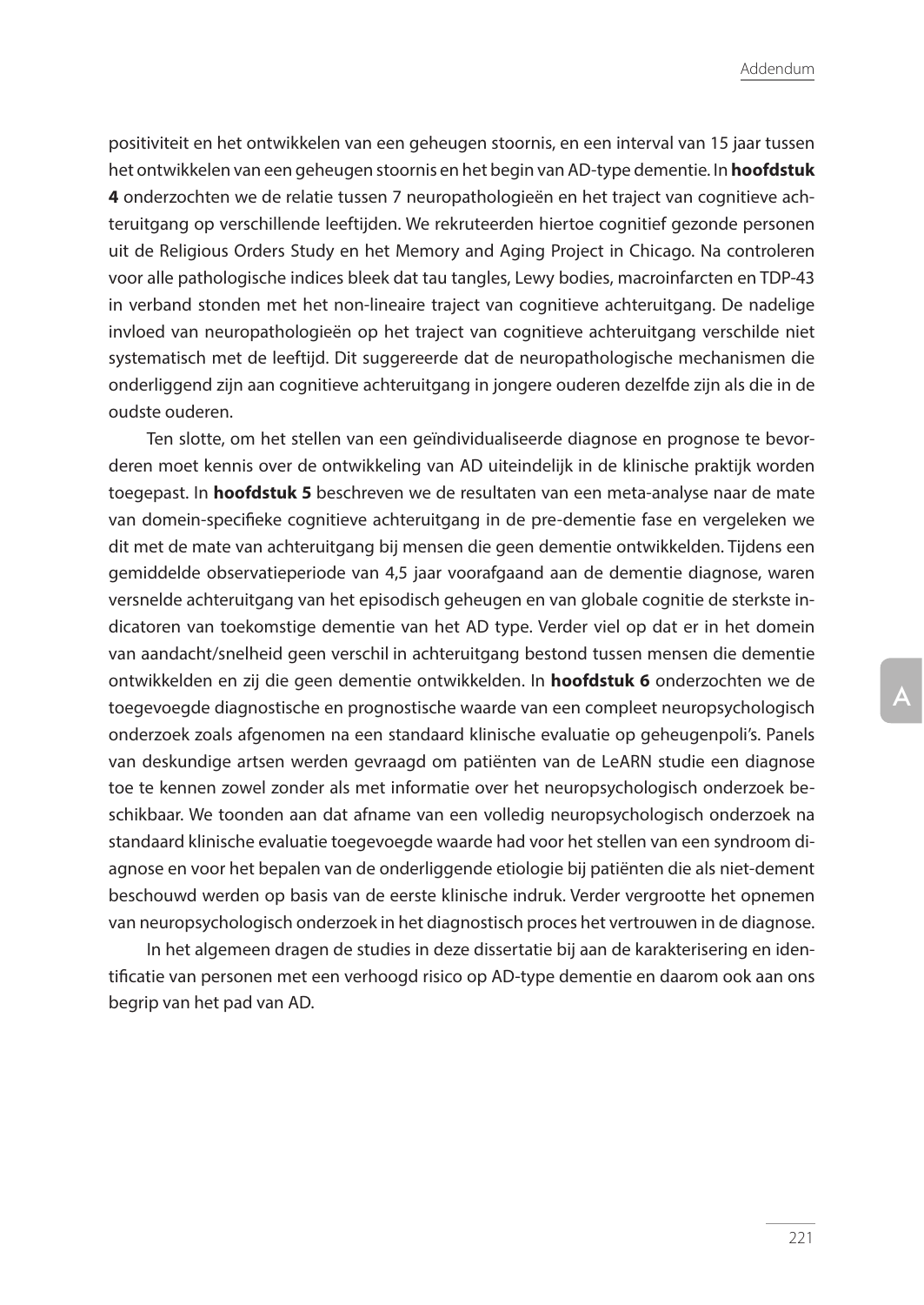positiviteit en het ontwikkelen van een geheugen stoornis, en een interval van 15 jaar tussen het ontwikkelen van een geheugen stoornis en het begin van AD-type dementie. In **hoofdstuk 4** onderzochten we de relatie tussen 7 neuropathologieën en het traject van cognitieve achteruitgang op verschillende leeftijden. We rekruteerden hiertoe cognitief gezonde personen uit de Religious Orders Study en het Memory and Aging Project in Chicago. Na controleren voor alle pathologische indices bleek dat tau tangles, Lewy bodies, macroinfarcten en TDP-43 in verband stonden met het non-lineaire traject van cognitieve achteruitgang. De nadelige invloed van neuropathologieën op het traject van cognitieve achteruitgang verschilde niet systematisch met de leeftijd. Dit suggereerde dat de neuropathologische mechanismen die onderliggend zijn aan cognitieve achteruitgang in jongere ouderen dezelfde zijn als die in de oudste ouderen.

Ten slotte, om het stellen van een geïndividualiseerde diagnose en prognose te bevorderen moet kennis over de ontwikkeling van AD uiteindelijk in de klinische praktijk worden toegepast. In **hoofdstuk 5** beschreven we de resultaten van een meta-analyse naar de mate van domein-specifieke cognitieve achteruitgang in de pre-dementie fase en vergeleken we dit met de mate van achteruitgang bij mensen die geen dementie ontwikkelden. Tijdens een gemiddelde observatieperiode van 4,5 jaar voorafgaand aan de dementie diagnose, waren versnelde achteruitgang van het episodisch geheugen en van globale cognitie de sterkste indicatoren van toekomstige dementie van het AD type. Verder viel op dat er in het domein van aandacht/snelheid geen verschil in achteruitgang bestond tussen mensen die dementie ontwikkelden en zij die geen dementie ontwikkelden. In **hoofdstuk 6** onderzochten we de toegevoegde diagnostische en prognostische waarde van een compleet neuropsychologisch onderzoek zoals afgenomen na een standaard klinische evaluatie op geheugenpoli's. Panels van deskundige artsen werden gevraagd om patiënten van de LeARN studie een diagnose toe te kennen zowel zonder als met informatie over het neuropsychologisch onderzoek beschikbaar. We toonden aan dat afname van een volledig neuropsychologisch onderzoek na standaard klinische evaluatie toegevoegde waarde had voor het stellen van een syndroom diagnose en voor het bepalen van de onderliggende etiologie bij patiënten die als niet-dement beschouwd werden op basis van de eerste klinische indruk. Verder vergrootte het opnemen van neuropsychologisch onderzoek in het diagnostisch proces het vertrouwen in de diagnose.

In het algemeen dragen de studies in deze dissertatie bij aan de karakterisering en identificatie van personen met een verhoogd risico op AD-type dementie en daarom ook aan ons begrip van het pad van AD.